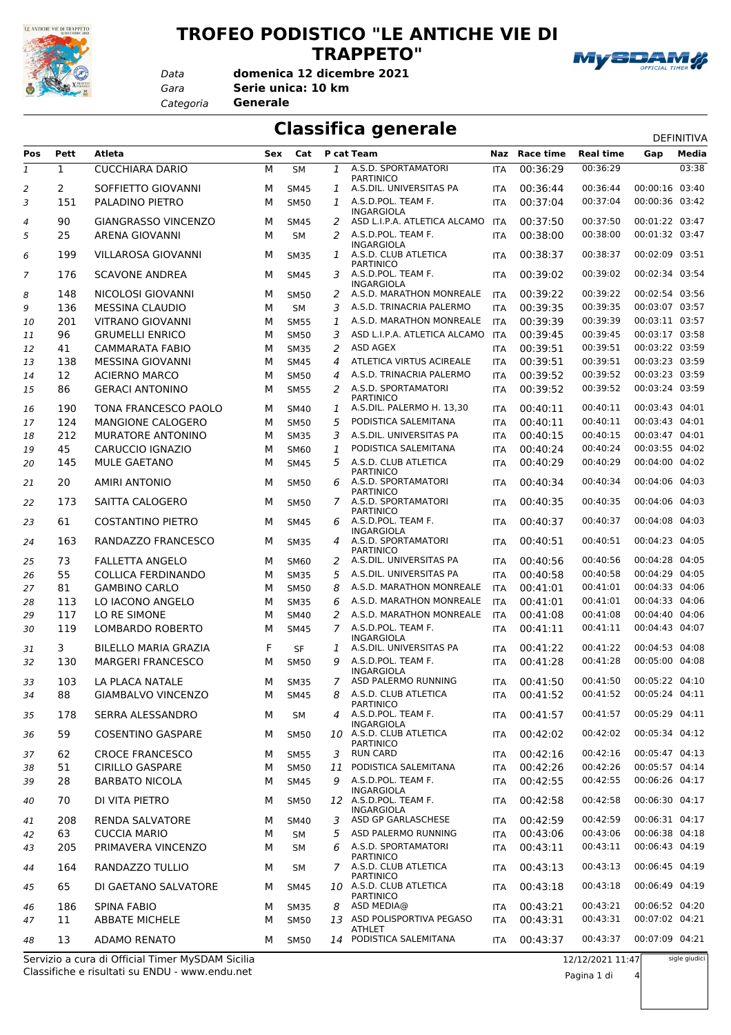# TROFEO PODISTICO "LE ANTICHE VIE DI TRAPPETO"

*Data* **domenica 12 dicembre 2021**
*Gara* **Serie unica: 10 km**
*Categoria* **Generale**

## Classifica generale

DEFINITIVA

| Pos | Pett | Atleta | Sex | Cat | P cat | Team | Naz | Race time | Real time | Gap | Media |
|---|---|---|---|---|---|---|---|---|---|---|---|
| 1 | 1 | CUCCHIARA DARIO | M | SM | 1 | A.S.D. SPORTAMATORI PARTINICO | ITA | 00:36:29 | 00:36:29 | | 03:38 |
| 2 | 2 | SOFFIETTO GIOVANNI | M | SM45 | 1 | A.S.DIL. UNIVERSITAS PA | ITA | 00:36:44 | 00:36:44 | 00:00:16 | 03:40 |
| 3 | 151 | PALADINO PIETRO | M | SM50 | 1 | A.S.D.POL. TEAM F. INGARGIOLA | ITA | 00:37:04 | 00:37:04 | 00:00:36 | 03:42 |
| 4 | 90 | GIANGRASSO VINCENZO | M | SM45 | 2 | ASD L.I.P.A. ATLETICA ALCAMO | ITA | 00:37:50 | 00:37:50 | 00:01:22 | 03:47 |
| 5 | 25 | ARENA GIOVANNI | M | SM | 2 | A.S.D.POL. TEAM F. INGARGIOLA | ITA | 00:38:00 | 00:38:00 | 00:01:32 | 03:47 |
| 6 | 199 | VILLAROSA GIOVANNI | M | SM35 | 1 | A.S.D. CLUB ATLETICA PARTINICO | ITA | 00:38:37 | 00:38:37 | 00:02:09 | 03:51 |
| 7 | 176 | SCAVONE ANDREA | M | SM45 | 3 | A.S.D.POL. TEAM F. INGARGIOLA | ITA | 00:39:02 | 00:39:02 | 00:02:34 | 03:54 |
| 8 | 148 | NICOLOSI GIOVANNI | M | SM50 | 2 | A.S.D. MARATHON MONREALE | ITA | 00:39:22 | 00:39:22 | 00:02:54 | 03:56 |
| 9 | 136 | MESSINA CLAUDIO | M | SM | 3 | A.S.D. TRINACRIA PALERMO | ITA | 00:39:35 | 00:39:35 | 00:03:07 | 03:57 |
| 10 | 201 | VITRANO GIOVANNI | M | SM55 | 1 | A.S.D. MARATHON MONREALE | ITA | 00:39:39 | 00:39:39 | 00:03:11 | 03:57 |
| 11 | 96 | GRUMELLI ENRICO | M | SM50 | 3 | ASD L.I.P.A. ATLETICA ALCAMO | ITA | 00:39:45 | 00:39:45 | 00:03:17 | 03:58 |
| 12 | 41 | CAMMARATA FABIO | M | SM35 | 2 | ASD AGEX | ITA | 00:39:51 | 00:39:51 | 00:03:22 | 03:59 |
| 13 | 138 | MESSINA GIOVANNI | M | SM45 | 4 | ATLETICA VIRTUS ACIREALE | ITA | 00:39:51 | 00:39:51 | 00:03:23 | 03:59 |
| 14 | 12 | ACIERNO MARCO | M | SM50 | 4 | A.S.D. TRINACRIA PALERMO | ITA | 00:39:52 | 00:39:52 | 00:03:23 | 03:59 |
| 15 | 86 | GERACI ANTONINO | M | SM55 | 2 | A.S.D. SPORTAMATORI PARTINICO | ITA | 00:39:52 | 00:39:52 | 00:03:24 | 03:59 |
| 16 | 190 | TONA FRANCESCO PAOLO | M | SM40 | 1 | A.S.DIL. PALERMO H. 13,30 | ITA | 00:40:11 | 00:40:11 | 00:03:43 | 04:01 |
| 17 | 124 | MANGIONE CALOGERO | M | SM50 | 5 | PODISTICA SALEMITANA | ITA | 00:40:11 | 00:40:11 | 00:03:43 | 04:01 |
| 18 | 212 | MURATORE ANTONINO | M | SM35 | 3 | A.S.DIL. UNIVERSITAS PA | ITA | 00:40:15 | 00:40:15 | 00:03:47 | 04:01 |
| 19 | 45 | CARUCCIO IGNAZIO | M | SM60 | 1 | PODISTICA SALEMITANA | ITA | 00:40:24 | 00:40:24 | 00:03:55 | 04:02 |
| 20 | 145 | MULE GAETANO | M | SM45 | 5 | A.S.D. CLUB ATLETICA PARTINICO | ITA | 00:40:29 | 00:40:29 | 00:04:00 | 04:02 |
| 21 | 20 | AMIRI ANTONIO | M | SM50 | 6 | A.S.D. SPORTAMATORI PARTINICO | ITA | 00:40:34 | 00:40:34 | 00:04:06 | 04:03 |
| 22 | 173 | SAITTA CALOGERO | M | SM50 | 7 | A.S.D. SPORTAMATORI PARTINICO | ITA | 00:40:35 | 00:40:35 | 00:04:06 | 04:03 |
| 23 | 61 | COSTANTINO PIETRO | M | SM45 | 6 | A.S.D.POL. TEAM F. INGARGIOLA | ITA | 00:40:37 | 00:40:37 | 00:04:08 | 04:03 |
| 24 | 163 | RANDAZZO FRANCESCO | M | SM35 | 4 | A.S.D. SPORTAMATORI PARTINICO | ITA | 00:40:51 | 00:40:51 | 00:04:23 | 04:05 |
| 25 | 73 | FALLETTA ANGELO | M | SM60 | 2 | A.S.DIL. UNIVERSITAS PA | ITA | 00:40:56 | 00:40:56 | 00:04:28 | 04:05 |
| 26 | 55 | COLLICA FERDINANDO | M | SM35 | 5 | A.S.DIL. UNIVERSITAS PA | ITA | 00:40:58 | 00:40:58 | 00:04:29 | 04:05 |
| 27 | 81 | GAMBINO CARLO | M | SM50 | 8 | A.S.D. MARATHON MONREALE | ITA | 00:41:01 | 00:41:01 | 00:04:33 | 04:06 |
| 28 | 113 | LO IACONO ANGELO | M | SM35 | 6 | A.S.D. MARATHON MONREALE | ITA | 00:41:01 | 00:41:01 | 00:04:33 | 04:06 |
| 29 | 117 | LO RE SIMONE | M | SM40 | 2 | A.S.D. MARATHON MONREALE | ITA | 00:41:08 | 00:41:08 | 00:04:40 | 04:06 |
| 30 | 119 | LOMBARDO ROBERTO | M | SM45 | 7 | A.S.D.POL. TEAM F. INGARGIOLA | ITA | 00:41:11 | 00:41:11 | 00:04:43 | 04:07 |
| 31 | 3 | BILELLO MARIA GRAZIA | F | SF | 1 | A.S.DIL. UNIVERSITAS PA | ITA | 00:41:22 | 00:41:22 | 00:04:53 | 04:08 |
| 32 | 130 | MARGERI FRANCESCO | M | SM50 | 9 | A.S.D.POL. TEAM F. INGARGIOLA | ITA | 00:41:28 | 00:41:28 | 00:05:00 | 04:08 |
| 33 | 103 | LA PLACA NATALE | M | SM35 | 7 | ASD PALERMO RUNNING | ITA | 00:41:50 | 00:41:50 | 00:05:22 | 04:10 |
| 34 | 88 | GIAMBALVO VINCENZO | M | SM45 | 8 | A.S.D. CLUB ATLETICA PARTINICO | ITA | 00:41:52 | 00:41:52 | 00:05:24 | 04:11 |
| 35 | 178 | SERRA ALESSANDRO | M | SM | 4 | A.S.D.POL. TEAM F. INGARGIOLA | ITA | 00:41:57 | 00:41:57 | 00:05:29 | 04:11 |
| 36 | 59 | COSENTINO GASPARE | M | SM50 | 10 | A.S.D. CLUB ATLETICA PARTINICO | ITA | 00:42:02 | 00:42:02 | 00:05:34 | 04:12 |
| 37 | 62 | CROCE FRANCESCO | M | SM55 | 3 | RUN CARD | ITA | 00:42:16 | 00:42:16 | 00:05:47 | 04:13 |
| 38 | 51 | CIRILLO GASPARE | M | SM50 | 11 | PODISTICA SALEMITANA | ITA | 00:42:26 | 00:42:26 | 00:05:57 | 04:14 |
| 39 | 28 | BARBATO NICOLA | M | SM45 | 9 | A.S.D.POL. TEAM F. INGARGIOLA | ITA | 00:42:55 | 00:42:55 | 00:06:26 | 04:17 |
| 40 | 70 | DI VITA PIETRO | M | SM50 | 12 | A.S.D.POL. TEAM F. INGARGIOLA | ITA | 00:42:58 | 00:42:58 | 00:06:30 | 04:17 |
| 41 | 208 | RENDA SALVATORE | M | SM40 | 3 | ASD GP GARLASCHESE | ITA | 00:42:59 | 00:42:59 | 00:06:31 | 04:17 |
| 42 | 63 | CUCCIA MARIO | M | SM | 5 | ASD PALERMO RUNNING | ITA | 00:43:06 | 00:43:06 | 00:06:38 | 04:18 |
| 43 | 205 | PRIMAVERA VINCENZO | M | SM | 6 | A.S.D. SPORTAMATORI PARTINICO | ITA | 00:43:11 | 00:43:11 | 00:06:43 | 04:19 |
| 44 | 164 | RANDAZZO TULLIO | M | SM | 7 | A.S.D. CLUB ATLETICA PARTINICO | ITA | 00:43:13 | 00:43:13 | 00:06:45 | 04:19 |
| 45 | 65 | DI GAETANO SALVATORE | M | SM45 | 10 | A.S.D. CLUB ATLETICA PARTINICO | ITA | 00:43:18 | 00:43:18 | 00:06:49 | 04:19 |
| 46 | 186 | SPINA FABIO | M | SM35 | 8 | ASD MEDIA@ | ITA | 00:43:21 | 00:43:21 | 00:06:52 | 04:20 |
| 47 | 11 | ABBATE MICHELE | M | SM50 | 13 | ASD POLISPORTIVA PEGASO ATHLET | ITA | 00:43:31 | 00:43:31 | 00:07:02 | 04:21 |
| 48 | 13 | ADAMO RENATO | M | SM50 | 14 | PODISTICA SALEMITANA | ITA | 00:43:37 | 00:43:37 | 00:07:09 | 04:21 |

Servizio a cura di Official Timer MySDAM Sicilia
Classifiche e risultati su ENDU - www.endu.net

12/12/2021 11:47

sigle giudici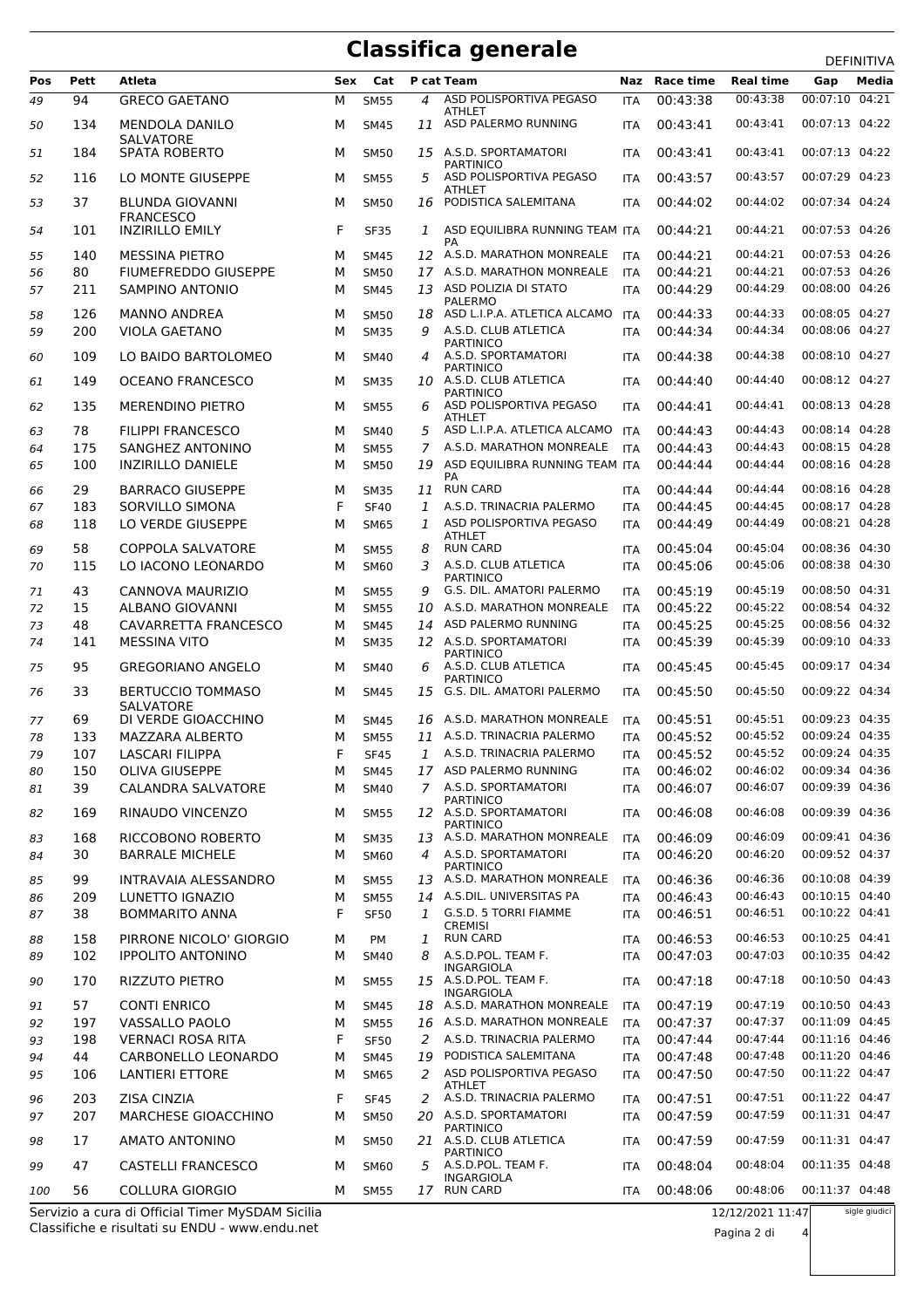# Classifica generale

DEFINITIVA

| Pos | Pett | Atleta | Sex | Cat | P cat | Team | Naz | Race time | Real time | Gap | Media |
|---|---|---|---|---|---|---|---|---|---|---|---|
| 49 | 94 | GRECO GAETANO | M | SM55 | 4 | ASD POLISPORTIVA PEGASO ATHLET | ITA | 00:43:38 | 00:43:38 | 00:07:10 | 04:21 |
| 50 | 134 | MENDOLA DANILO SALVATORE | M | SM45 | 11 | ASD PALERMO RUNNING | ITA | 00:43:41 | 00:43:41 | 00:07:13 | 04:22 |
| 51 | 184 | SPATA ROBERTO | M | SM50 | 15 | A.S.D. SPORTAMATORI PARTINICO | ITA | 00:43:41 | 00:43:41 | 00:07:13 | 04:22 |
| 52 | 116 | LO MONTE GIUSEPPE | M | SM55 | 5 | ASD POLISPORTIVA PEGASO ATHLET | ITA | 00:43:57 | 00:43:57 | 00:07:29 | 04:23 |
| 53 | 37 | BLUNDA GIOVANNI FRANCESCO | M | SM50 | 16 | PODISTICA SALEMITANA | ITA | 00:44:02 | 00:44:02 | 00:07:34 | 04:24 |
| 54 | 101 | INZIRILLO EMILY | F | SF35 | 1 | ASD EQUILIBRA RUNNING TEAM PA | ITA | 00:44:21 | 00:44:21 | 00:07:53 | 04:26 |
| 55 | 140 | MESSINA PIETRO | M | SM45 | 12 | A.S.D. MARATHON MONREALE | ITA | 00:44:21 | 00:44:21 | 00:07:53 | 04:26 |
| 56 | 80 | FIUMEFREDDO GIUSEPPE | M | SM50 | 17 | A.S.D. MARATHON MONREALE | ITA | 00:44:21 | 00:44:21 | 00:07:53 | 04:26 |
| 57 | 211 | SAMPINO ANTONIO | M | SM45 | 13 | ASD POLIZIA DI STATO PALERMO | ITA | 00:44:29 | 00:44:29 | 00:08:00 | 04:26 |
| 58 | 126 | MANNO ANDREA | M | SM50 | 18 | ASD L.I.P.A. ATLETICA ALCAMO | ITA | 00:44:33 | 00:44:33 | 00:08:05 | 04:27 |
| 59 | 200 | VIOLA GAETANO | M | SM35 | 9 | A.S.D. CLUB ATLETICA PARTINICO | ITA | 00:44:34 | 00:44:34 | 00:08:06 | 04:27 |
| 60 | 109 | LO BAIDO BARTOLOMEO | M | SM40 | 4 | A.S.D. SPORTAMATORI PARTINICO | ITA | 00:44:38 | 00:44:38 | 00:08:10 | 04:27 |
| 61 | 149 | OCEANO FRANCESCO | M | SM35 | 10 | A.S.D. CLUB ATLETICA PARTINICO | ITA | 00:44:40 | 00:44:40 | 00:08:12 | 04:27 |
| 62 | 135 | MERENDINO PIETRO | M | SM55 | 6 | ASD POLISPORTIVA PEGASO ATHLET | ITA | 00:44:41 | 00:44:41 | 00:08:13 | 04:28 |
| 63 | 78 | FILIPPI FRANCESCO | M | SM40 | 5 | ASD L.I.P.A. ATLETICA ALCAMO | ITA | 00:44:43 | 00:44:43 | 00:08:14 | 04:28 |
| 64 | 175 | SANGHEZ ANTONINO | M | SM55 | 7 | A.S.D. MARATHON MONREALE | ITA | 00:44:43 | 00:44:43 | 00:08:15 | 04:28 |
| 65 | 100 | INZIRILLO DANIELE | M | SM50 | 19 | ASD EQUILIBRA RUNNING TEAM PA | ITA | 00:44:44 | 00:44:44 | 00:08:16 | 04:28 |
| 66 | 29 | BARRACO GIUSEPPE | M | SM35 | 11 | RUN CARD | ITA | 00:44:44 | 00:44:44 | 00:08:16 | 04:28 |
| 67 | 183 | SORVILLO SIMONA | F | SF40 | 1 | A.S.D. TRINACRIA PALERMO | ITA | 00:44:45 | 00:44:45 | 00:08:17 | 04:28 |
| 68 | 118 | LO VERDE GIUSEPPE | M | SM65 | 1 | ASD POLISPORTIVA PEGASO ATHLET | ITA | 00:44:49 | 00:44:49 | 00:08:21 | 04:28 |
| 69 | 58 | COPPOLA SALVATORE | M | SM55 | 8 | RUN CARD | ITA | 00:45:04 | 00:45:04 | 00:08:36 | 04:30 |
| 70 | 115 | LO IACONO LEONARDO | M | SM60 | 3 | A.S.D. CLUB ATLETICA PARTINICO | ITA | 00:45:06 | 00:45:06 | 00:08:38 | 04:30 |
| 71 | 43 | CANNOVA MAURIZIO | M | SM55 | 9 | G.S. DIL. AMATORI PALERMO | ITA | 00:45:19 | 00:45:19 | 00:08:50 | 04:31 |
| 72 | 15 | ALBANO GIOVANNI | M | SM55 | 10 | A.S.D. MARATHON MONREALE | ITA | 00:45:22 | 00:45:22 | 00:08:54 | 04:32 |
| 73 | 48 | CAVARRETTA FRANCESCO | M | SM45 | 14 | ASD PALERMO RUNNING | ITA | 00:45:25 | 00:45:25 | 00:08:56 | 04:32 |
| 74 | 141 | MESSINA VITO | M | SM35 | 12 | A.S.D. SPORTAMATORI PARTINICO | ITA | 00:45:39 | 00:45:39 | 00:09:10 | 04:33 |
| 75 | 95 | GREGORIANO ANGELO | M | SM40 | 6 | A.S.D. CLUB ATLETICA PARTINICO | ITA | 00:45:45 | 00:45:45 | 00:09:17 | 04:34 |
| 76 | 33 | BERTUCCIO TOMMASO SALVATORE | M | SM45 | 15 | G.S. DIL. AMATORI PALERMO | ITA | 00:45:50 | 00:45:50 | 00:09:22 | 04:34 |
| 77 | 69 | DI VERDE GIOACCHINO | M | SM45 | 16 | A.S.D. MARATHON MONREALE | ITA | 00:45:51 | 00:45:51 | 00:09:23 | 04:35 |
| 78 | 133 | MAZZARA ALBERTO | M | SM55 | 11 | A.S.D. TRINACRIA PALERMO | ITA | 00:45:52 | 00:45:52 | 00:09:24 | 04:35 |
| 79 | 107 | LASCARI FILIPPA | F | SF45 | 1 | A.S.D. TRINACRIA PALERMO | ITA | 00:45:52 | 00:45:52 | 00:09:24 | 04:35 |
| 80 | 150 | OLIVA GIUSEPPE | M | SM45 | 17 | ASD PALERMO RUNNING | ITA | 00:46:02 | 00:46:02 | 00:09:34 | 04:36 |
| 81 | 39 | CALANDRA SALVATORE | M | SM40 | 7 | A.S.D. SPORTAMATORI PARTINICO | ITA | 00:46:07 | 00:46:07 | 00:09:39 | 04:36 |
| 82 | 169 | RINAUDO VINCENZO | M | SM55 | 12 | A.S.D. SPORTAMATORI PARTINICO | ITA | 00:46:08 | 00:46:08 | 00:09:39 | 04:36 |
| 83 | 168 | RICCOBONO ROBERTO | M | SM35 | 13 | A.S.D. MARATHON MONREALE | ITA | 00:46:09 | 00:46:09 | 00:09:41 | 04:36 |
| 84 | 30 | BARRALE MICHELE | M | SM60 | 4 | A.S.D. SPORTAMATORI PARTINICO | ITA | 00:46:20 | 00:46:20 | 00:09:52 | 04:37 |
| 85 | 99 | INTRAVAIA ALESSANDRO | M | SM55 | 13 | A.S.D. MARATHON MONREALE | ITA | 00:46:36 | 00:46:36 | 00:10:08 | 04:39 |
| 86 | 209 | LUNETTO IGNAZIO | M | SM55 | 14 | A.S.DIL. UNIVERSITAS PA | ITA | 00:46:43 | 00:46:43 | 00:10:15 | 04:40 |
| 87 | 38 | BOMMARITO ANNA | F | SF50 | 1 | G.S.D. 5 TORRI FIAMME CREMISI | ITA | 00:46:51 | 00:46:51 | 00:10:22 | 04:41 |
| 88 | 158 | PIRRONE NICOLO' GIORGIO | M | PM | 1 | RUN CARD | ITA | 00:46:53 | 00:46:53 | 00:10:25 | 04:41 |
| 89 | 102 | IPPOLITO ANTONINO | M | SM40 | 8 | A.S.D.POL. TEAM F. INGARGIOLA | ITA | 00:47:03 | 00:47:03 | 00:10:35 | 04:42 |
| 90 | 170 | RIZZUTO PIETRO | M | SM55 | 15 | A.S.D.POL. TEAM F. INGARGIOLA | ITA | 00:47:18 | 00:47:18 | 00:10:50 | 04:43 |
| 91 | 57 | CONTI ENRICO | M | SM45 | 18 | A.S.D. MARATHON MONREALE | ITA | 00:47:19 | 00:47:19 | 00:10:50 | 04:43 |
| 92 | 197 | VASSALLO PAOLO | M | SM55 | 16 | A.S.D. MARATHON MONREALE | ITA | 00:47:37 | 00:47:37 | 00:11:09 | 04:45 |
| 93 | 198 | VERNACI ROSA RITA | F | SF50 | 2 | A.S.D. TRINACRIA PALERMO | ITA | 00:47:44 | 00:47:44 | 00:11:16 | 04:46 |
| 94 | 44 | CARBONELLO LEONARDO | M | SM45 | 19 | PODISTICA SALEMITANA | ITA | 00:47:48 | 00:47:48 | 00:11:20 | 04:46 |
| 95 | 106 | LANTIERI ETTORE | M | SM65 | 2 | ASD POLISPORTIVA PEGASO ATHLET | ITA | 00:47:50 | 00:47:50 | 00:11:22 | 04:47 |
| 96 | 203 | ZISA CINZIA | F | SF45 | 2 | A.S.D. TRINACRIA PALERMO | ITA | 00:47:51 | 00:47:51 | 00:11:22 | 04:47 |
| 97 | 207 | MARCHESE GIOACCHINO | M | SM50 | 20 | A.S.D. SPORTAMATORI PARTINICO | ITA | 00:47:59 | 00:47:59 | 00:11:31 | 04:47 |
| 98 | 17 | AMATO ANTONINO | M | SM50 | 21 | A.S.D. CLUB ATLETICA PARTINICO | ITA | 00:47:59 | 00:47:59 | 00:11:31 | 04:47 |
| 99 | 47 | CASTELLI FRANCESCO | M | SM60 | 5 | A.S.D.POL. TEAM F. INGARGIOLA | ITA | 00:48:04 | 00:48:04 | 00:11:35 | 04:48 |
| 100 | 56 | COLLURA GIORGIO | M | SM55 | 17 | RUN CARD | ITA | 00:48:06 | 00:48:06 | 00:11:37 | 04:48 |

Servizio a cura di Official Timer MySDAM Sicilia
Classifiche e risultati su ENDU - www.endu.net

12/12/2021 11:47

sigle giudici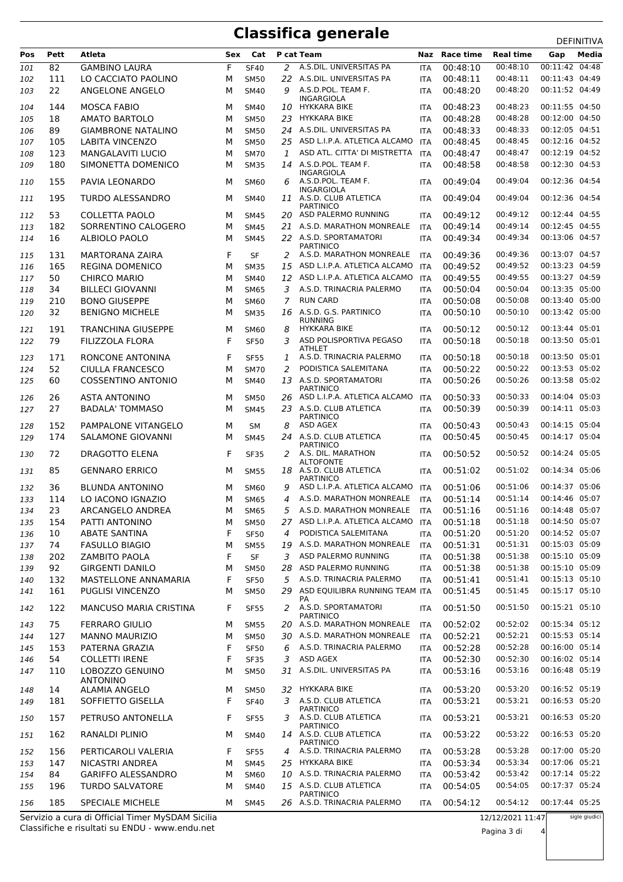# Classifica generale

DEFINITIVA

| Pos | Pett | Atleta | Sex | Cat | P cat | Team | Naz | Race time | Real time | Gap | Media |
|---|---|---|---|---|---|---|---|---|---|---|---|
| 101 | 82 | GAMBINO LAURA | F | SF40 | 2 | A.S.DIL. UNIVERSITAS PA | ITA | 00:48:10 | 00:48:10 | 00:11:42 | 04:48 |
| 102 | 111 | LO CACCIATO PAOLINO | M | SM50 | 22 | A.S.DIL. UNIVERSITAS PA | ITA | 00:48:11 | 00:48:11 | 00:11:43 | 04:49 |
| 103 | 22 | ANGELONE ANGELO | M | SM40 | 9 | A.S.D.POL. TEAM F. INGARGIOLA | ITA | 00:48:20 | 00:48:20 | 00:11:52 | 04:49 |
| 104 | 144 | MOSCA FABIO | M | SM40 | 10 | HYKKARA BIKE | ITA | 00:48:23 | 00:48:23 | 00:11:55 | 04:50 |
| 105 | 18 | AMATO BARTOLO | M | SM50 | 23 | HYKKARA BIKE | ITA | 00:48:28 | 00:48:28 | 00:12:00 | 04:50 |
| 106 | 89 | GIAMBRONE NATALINO | M | SM50 | 24 | A.S.DIL. UNIVERSITAS PA | ITA | 00:48:33 | 00:48:33 | 00:12:05 | 04:51 |
| 107 | 105 | LABITA VINCENZO | M | SM50 | 25 | ASD L.I.P.A. ATLETICA ALCAMO | ITA | 00:48:45 | 00:48:45 | 00:12:16 | 04:52 |
| 108 | 123 | MANGALAVITI LUCIO | M | SM70 | 1 | ASD ATL. CITTA' DI MISTRETTA | ITA | 00:48:47 | 00:48:47 | 00:12:19 | 04:52 |
| 109 | 180 | SIMONETTA DOMENICO | M | SM35 | 14 | A.S.D.POL. TEAM F. INGARGIOLA | ITA | 00:48:58 | 00:48:58 | 00:12:30 | 04:53 |
| 110 | 155 | PAVIA LEONARDO | M | SM60 | 6 | A.S.D.POL. TEAM F. INGARGIOLA | ITA | 00:49:04 | 00:49:04 | 00:12:36 | 04:54 |
| 111 | 195 | TURDO ALESSANDRO | M | SM40 | 11 | A.S.D. CLUB ATLETICA PARTINICO | ITA | 00:49:04 | 00:49:04 | 00:12:36 | 04:54 |
| 112 | 53 | COLLETTA PAOLO | M | SM45 | 20 | ASD PALERMO RUNNING | ITA | 00:49:12 | 00:49:12 | 00:12:44 | 04:55 |
| 113 | 182 | SORRENTINO CALOGERO | M | SM45 | 21 | A.S.D. MARATHON MONREALE | ITA | 00:49:14 | 00:49:14 | 00:12:45 | 04:55 |
| 114 | 16 | ALBIOLO PAOLO | M | SM45 | 22 | A.S.D. SPORTAMATORI PARTINICO | ITA | 00:49:34 | 00:49:34 | 00:13:06 | 04:57 |
| 115 | 131 | MARTORANA ZAIRA | F | SF | 2 | A.S.D. MARATHON MONREALE | ITA | 00:49:36 | 00:49:36 | 00:13:07 | 04:57 |
| 116 | 165 | REGINA DOMENICO | M | SM35 | 15 | ASD L.I.P.A. ATLETICA ALCAMO | ITA | 00:49:52 | 00:49:52 | 00:13:23 | 04:59 |
| 117 | 50 | CHIRCO MARIO | M | SM40 | 12 | ASD L.I.P.A. ATLETICA ALCAMO | ITA | 00:49:55 | 00:49:55 | 00:13:27 | 04:59 |
| 118 | 34 | BILLECI GIOVANNI | M | SM65 | 3 | A.S.D. TRINACRIA PALERMO | ITA | 00:50:04 | 00:50:04 | 00:13:35 | 05:00 |
| 119 | 210 | BONO GIUSEPPE | M | SM60 | 7 | RUN CARD | ITA | 00:50:08 | 00:50:08 | 00:13:40 | 05:00 |
| 120 | 32 | BENIGNO MICHELE | M | SM35 | 16 | A.S.D. G.S. PARTINICO RUNNING | ITA | 00:50:10 | 00:50:10 | 00:13:42 | 05:00 |
| 121 | 191 | TRANCHINA GIUSEPPE | M | SM60 | 8 | HYKKARA BIKE | ITA | 00:50:12 | 00:50:12 | 00:13:44 | 05:01 |
| 122 | 79 | FILIZZOLA FLORA | F | SF50 | 3 | ASD POLISPORTIVA PEGASO ATHLET | ITA | 00:50:18 | 00:50:18 | 00:13:50 | 05:01 |
| 123 | 171 | RONCONE ANTONINA | F | SF55 | 1 | A.S.D. TRINACRIA PALERMO | ITA | 00:50:18 | 00:50:18 | 00:13:50 | 05:01 |
| 124 | 52 | CIULLA FRANCESCO | M | SM70 | 2 | PODISTICA SALEMITANA | ITA | 00:50:22 | 00:50:22 | 00:13:53 | 05:02 |
| 125 | 60 | COSSENTINO ANTONIO | M | SM40 | 13 | A.S.D. SPORTAMATORI PARTINICO | ITA | 00:50:26 | 00:50:26 | 00:13:58 | 05:02 |
| 126 | 26 | ASTA ANTONINO | M | SM50 | 26 | ASD L.I.P.A. ATLETICA ALCAMO | ITA | 00:50:33 | 00:50:33 | 00:14:04 | 05:03 |
| 127 | 27 | BADALA' TOMMASO | M | SM45 | 23 | A.S.D. CLUB ATLETICA PARTINICO | ITA | 00:50:39 | 00:50:39 | 00:14:11 | 05:03 |
| 128 | 152 | PAMPALONE VITANGELO | M | SM | 8 | ASD AGEX | ITA | 00:50:43 | 00:50:43 | 00:14:15 | 05:04 |
| 129 | 174 | SALAMONE GIOVANNI | M | SM45 | 24 | A.S.D. CLUB ATLETICA PARTINICO | ITA | 00:50:45 | 00:50:45 | 00:14:17 | 05:04 |
| 130 | 72 | DRAGOTTO ELENA | F | SF35 | 2 | A.S. DIL. MARATHON ALTOFONTE | ITA | 00:50:52 | 00:50:52 | 00:14:24 | 05:05 |
| 131 | 85 | GENNARO ERRICO | M | SM55 | 18 | A.S.D. CLUB ATLETICA PARTINICO | ITA | 00:51:02 | 00:51:02 | 00:14:34 | 05:06 |
| 132 | 36 | BLUNDA ANTONINO | M | SM60 | 9 | ASD L.I.P.A. ATLETICA ALCAMO | ITA | 00:51:06 | 00:51:06 | 00:14:37 | 05:06 |
| 133 | 114 | LO IACONO IGNAZIO | M | SM65 | 4 | A.S.D. MARATHON MONREALE | ITA | 00:51:14 | 00:51:14 | 00:14:46 | 05:07 |
| 134 | 23 | ARCANGELO ANDREA | M | SM65 | 5 | A.S.D. MARATHON MONREALE | ITA | 00:51:16 | 00:51:16 | 00:14:48 | 05:07 |
| 135 | 154 | PATTI ANTONINO | M | SM50 | 27 | ASD L.I.P.A. ATLETICA ALCAMO | ITA | 00:51:18 | 00:51:18 | 00:14:50 | 05:07 |
| 136 | 10 | ABATE SANTINA | F | SF50 | 4 | PODISTICA SALEMITANA | ITA | 00:51:20 | 00:51:20 | 00:14:52 | 05:07 |
| 137 | 74 | FASULLO BIAGIO | M | SM55 | 19 | A.S.D. MARATHON MONREALE | ITA | 00:51:31 | 00:51:31 | 00:15:03 | 05:09 |
| 138 | 202 | ZAMBITO PAOLA | F | SF | 3 | ASD PALERMO RUNNING | ITA | 00:51:38 | 00:51:38 | 00:15:10 | 05:09 |
| 139 | 92 | GIRGENTI DANILO | M | SM50 | 28 | ASD PALERMO RUNNING | ITA | 00:51:38 | 00:51:38 | 00:15:10 | 05:09 |
| 140 | 132 | MASTELLONE ANNAMARIA | F | SF50 | 5 | A.S.D. TRINACRIA PALERMO | ITA | 00:51:41 | 00:51:41 | 00:15:13 | 05:10 |
| 141 | 161 | PUGLISI VINCENZO | M | SM50 | 29 | ASD EQUILIBRA RUNNING TEAM PA | ITA | 00:51:45 | 00:51:45 | 00:15:17 | 05:10 |
| 142 | 122 | MANCUSO MARIA CRISTINA | F | SF55 | 2 | A.S.D. SPORTAMATORI PARTINICO | ITA | 00:51:50 | 00:51:50 | 00:15:21 | 05:10 |
| 143 | 75 | FERRARO GIULIO | M | SM55 | 20 | A.S.D. MARATHON MONREALE | ITA | 00:52:02 | 00:52:02 | 00:15:34 | 05:12 |
| 144 | 127 | MANNO MAURIZIO | M | SM50 | 30 | A.S.D. MARATHON MONREALE | ITA | 00:52:21 | 00:52:21 | 00:15:53 | 05:14 |
| 145 | 153 | PATERNA GRAZIA | F | SF50 | 6 | A.S.D. TRINACRIA PALERMO | ITA | 00:52:28 | 00:52:28 | 00:16:00 | 05:14 |
| 146 | 54 | COLLETTI IRENE | F | SF35 | 3 | ASD AGEX | ITA | 00:52:30 | 00:52:30 | 00:16:02 | 05:14 |
| 147 | 110 | LOBOZZO GENUINO ANTONINO | M | SM50 | 31 | A.S.DIL. UNIVERSITAS PA | ITA | 00:53:16 | 00:53:16 | 00:16:48 | 05:19 |
| 148 | 14 | ALAMIA ANGELO | M | SM50 | 32 | HYKKARA BIKE | ITA | 00:53:20 | 00:53:20 | 00:16:52 | 05:19 |
| 149 | 181 | SOFFIETTO GISELLA | F | SF40 | 3 | A.S.D. CLUB ATLETICA PARTINICO | ITA | 00:53:21 | 00:53:21 | 00:16:53 | 05:20 |
| 150 | 157 | PETRUSO ANTONELLA | F | SF55 | 3 | A.S.D. CLUB ATLETICA PARTINICO | ITA | 00:53:21 | 00:53:21 | 00:16:53 | 05:20 |
| 151 | 162 | RANALDI PLINIO | M | SM40 | 14 | A.S.D. CLUB ATLETICA PARTINICO | ITA | 00:53:22 | 00:53:22 | 00:16:53 | 05:20 |
| 152 | 156 | PERTICAROLI VALERIA | F | SF55 | 4 | A.S.D. TRINACRIA PALERMO | ITA | 00:53:28 | 00:53:28 | 00:17:00 | 05:20 |
| 153 | 147 | NICASTRI ANDREA | M | SM45 | 25 | HYKKARA BIKE | ITA | 00:53:34 | 00:53:34 | 00:17:06 | 05:21 |
| 154 | 84 | GARIFFO ALESSANDRO | M | SM60 | 10 | A.S.D. TRINACRIA PALERMO | ITA | 00:53:42 | 00:53:42 | 00:17:14 | 05:22 |
| 155 | 196 | TURDO SALVATORE | M | SM40 | 15 | A.S.D. CLUB ATLETICA PARTINICO | ITA | 00:54:05 | 00:54:05 | 00:17:37 | 05:24 |
| 156 | 185 | SPECIALE MICHELE | M | SM45 | 26 | A.S.D. TRINACRIA PALERMO | ITA | 00:54:12 | 00:54:12 | 00:17:44 | 05:25 |

Servizio a cura di Official Timer MySDAM Sicilia
Classifiche e risultati su ENDU - www.endu.net

12/12/2021 11:47

sigle giudici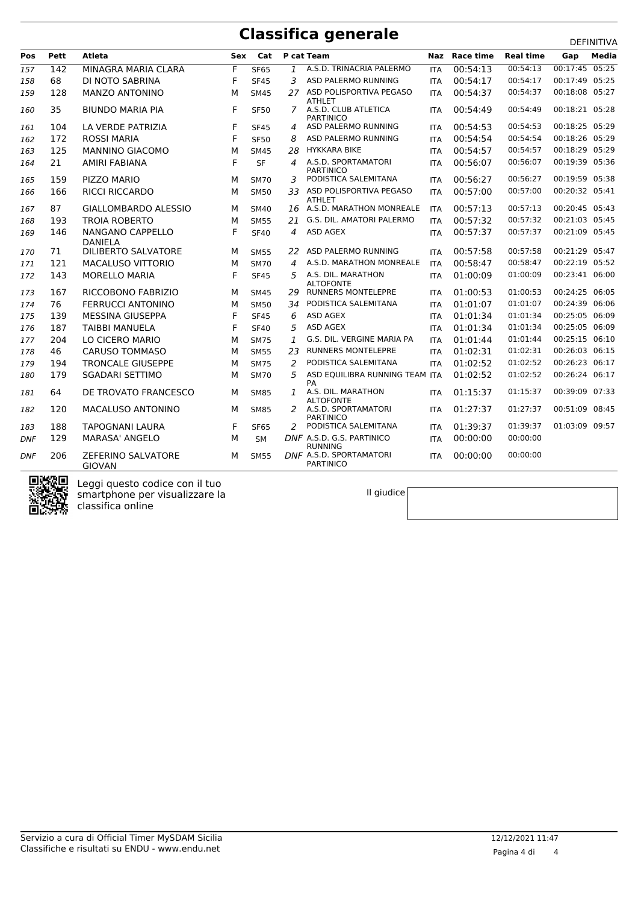# Classifica generale

DEFINITIVA

| Pos | Pett | Atleta | Sex | Cat | P cat | Team | Naz | Race time | Real time | Gap | Media |
|---|---|---|---|---|---|---|---|---|---|---|---|
| 157 | 142 | MINAGRA MARIA CLARA | F | SF65 | 1 | A.S.D. TRINACRIA PALERMO | ITA | 00:54:13 | 00:54:13 | 00:17:45 | 05:25 |
| 158 | 68 | DI NOTO SABRINA | F | SF45 | 3 | ASD PALERMO RUNNING | ITA | 00:54:17 | 00:54:17 | 00:17:49 | 05:25 |
| 159 | 128 | MANZO ANTONINO | M | SM45 | 27 | ASD POLISPORTIVA PEGASO ATHLET | ITA | 00:54:37 | 00:54:37 | 00:18:08 | 05:27 |
| 160 | 35 | BIUNDO MARIA PIA | F | SF50 | 7 | A.S.D. CLUB ATLETICA PARTINICO | ITA | 00:54:49 | 00:54:49 | 00:18:21 | 05:28 |
| 161 | 104 | LA VERDE PATRIZIA | F | SF45 | 4 | ASD PALERMO RUNNING | ITA | 00:54:53 | 00:54:53 | 00:18:25 | 05:29 |
| 162 | 172 | ROSSI MARIA | F | SF50 | 8 | ASD PALERMO RUNNING | ITA | 00:54:54 | 00:54:54 | 00:18:26 | 05:29 |
| 163 | 125 | MANNINO GIACOMO | M | SM45 | 28 | HYKKARA BIKE | ITA | 00:54:57 | 00:54:57 | 00:18:29 | 05:29 |
| 164 | 21 | AMIRI FABIANA | F | SF | 4 | A.S.D. SPORTAMATORI PARTINICO | ITA | 00:56:07 | 00:56:07 | 00:19:39 | 05:36 |
| 165 | 159 | PIZZO MARIO | M | SM70 | 3 | PODISTICA SALEMITANA | ITA | 00:56:27 | 00:56:27 | 00:19:59 | 05:38 |
| 166 | 166 | RICCI RICCARDO | M | SM50 | 33 | ASD POLISPORTIVA PEGASO ATHLET | ITA | 00:57:00 | 00:57:00 | 00:20:32 | 05:41 |
| 167 | 87 | GIALLOMBARDO ALESSIO | M | SM40 | 16 | A.S.D. MARATHON MONREALE | ITA | 00:57:13 | 00:57:13 | 00:20:45 | 05:43 |
| 168 | 193 | TROIA ROBERTO | M | SM55 | 21 | G.S. DIL. AMATORI PALERMO | ITA | 00:57:32 | 00:57:32 | 00:21:03 | 05:45 |
| 169 | 146 | NANGANO CAPPELLO DANIELA | F | SF40 | 4 | ASD AGEX | ITA | 00:57:37 | 00:57:37 | 00:21:09 | 05:45 |
| 170 | 71 | DILIBERTO SALVATORE | M | SM55 | 22 | ASD PALERMO RUNNING | ITA | 00:57:58 | 00:57:58 | 00:21:29 | 05:47 |
| 171 | 121 | MACALUSO VITTORIO | M | SM70 | 4 | A.S.D. MARATHON MONREALE | ITA | 00:58:47 | 00:58:47 | 00:22:19 | 05:52 |
| 172 | 143 | MORELLO MARIA | F | SF45 | 5 | A.S. DIL. MARATHON ALTOFONTE | ITA | 01:00:09 | 01:00:09 | 00:23:41 | 06:00 |
| 173 | 167 | RICCOBONO FABRIZIO | M | SM45 | 29 | RUNNERS MONTELEPRE | ITA | 01:00:53 | 01:00:53 | 00:24:25 | 06:05 |
| 174 | 76 | FERRUCCI ANTONINO | M | SM50 | 34 | PODISTICA SALEMITANA | ITA | 01:01:07 | 01:01:07 | 00:24:39 | 06:06 |
| 175 | 139 | MESSINA GIUSEPPA | F | SF45 | 6 | ASD AGEX | ITA | 01:01:34 | 01:01:34 | 00:25:05 | 06:09 |
| 176 | 187 | TAIBBI MANUELA | F | SF40 | 5 | ASD AGEX | ITA | 01:01:34 | 01:01:34 | 00:25:05 | 06:09 |
| 177 | 204 | LO CICERO MARIO | M | SM75 | 1 | G.S. DIL. VERGINE MARIA PA | ITA | 01:01:44 | 01:01:44 | 00:25:15 | 06:10 |
| 178 | 46 | CARUSO TOMMASO | M | SM55 | 23 | RUNNERS MONTELEPRE | ITA | 01:02:31 | 01:02:31 | 00:26:03 | 06:15 |
| 179 | 194 | TRONCALE GIUSEPPE | M | SM75 | 2 | PODISTICA SALEMITANA | ITA | 01:02:52 | 01:02:52 | 00:26:23 | 06:17 |
| 180 | 179 | SGADARI SETTIMO | M | SM70 | 5 | ASD EQUILIBRA RUNNING TEAM PA | ITA | 01:02:52 | 01:02:52 | 00:26:24 | 06:17 |
| 181 | 64 | DE TROVATO FRANCESCO | M | SM85 | 1 | A.S. DIL. MARATHON ALTOFONTE | ITA | 01:15:37 | 01:15:37 | 00:39:09 | 07:33 |
| 182 | 120 | MACALUSO ANTONINO | M | SM85 | 2 | A.S.D. SPORTAMATORI PARTINICO | ITA | 01:27:37 | 01:27:37 | 00:51:09 | 08:45 |
| 183 | 188 | TAPOGNANI LAURA | F | SF65 | 2 | PODISTICA SALEMITANA | ITA | 01:39:37 | 01:39:37 | 01:03:09 | 09:57 |
| DNF | 129 | MARASA' ANGELO | M | SM | DNF | A.S.D. G.S. PARTINICO RUNNING | ITA | 00:00:00 | 00:00:00 | | |
| DNF | 206 | ZEFERINO SALVATORE GIOVAN | M | SM55 | DNF | A.S.D. SPORTAMATORI PARTINICO | ITA | 00:00:00 | 00:00:00 | | |

Leggi questo codice con il tuo smartphone per visualizzare la classifica online

Il giudice

Servizio a cura di Official Timer MySDAM Sicilia
Classifiche e risultati su ENDU - www.endu.net

12/12/2021 11:47